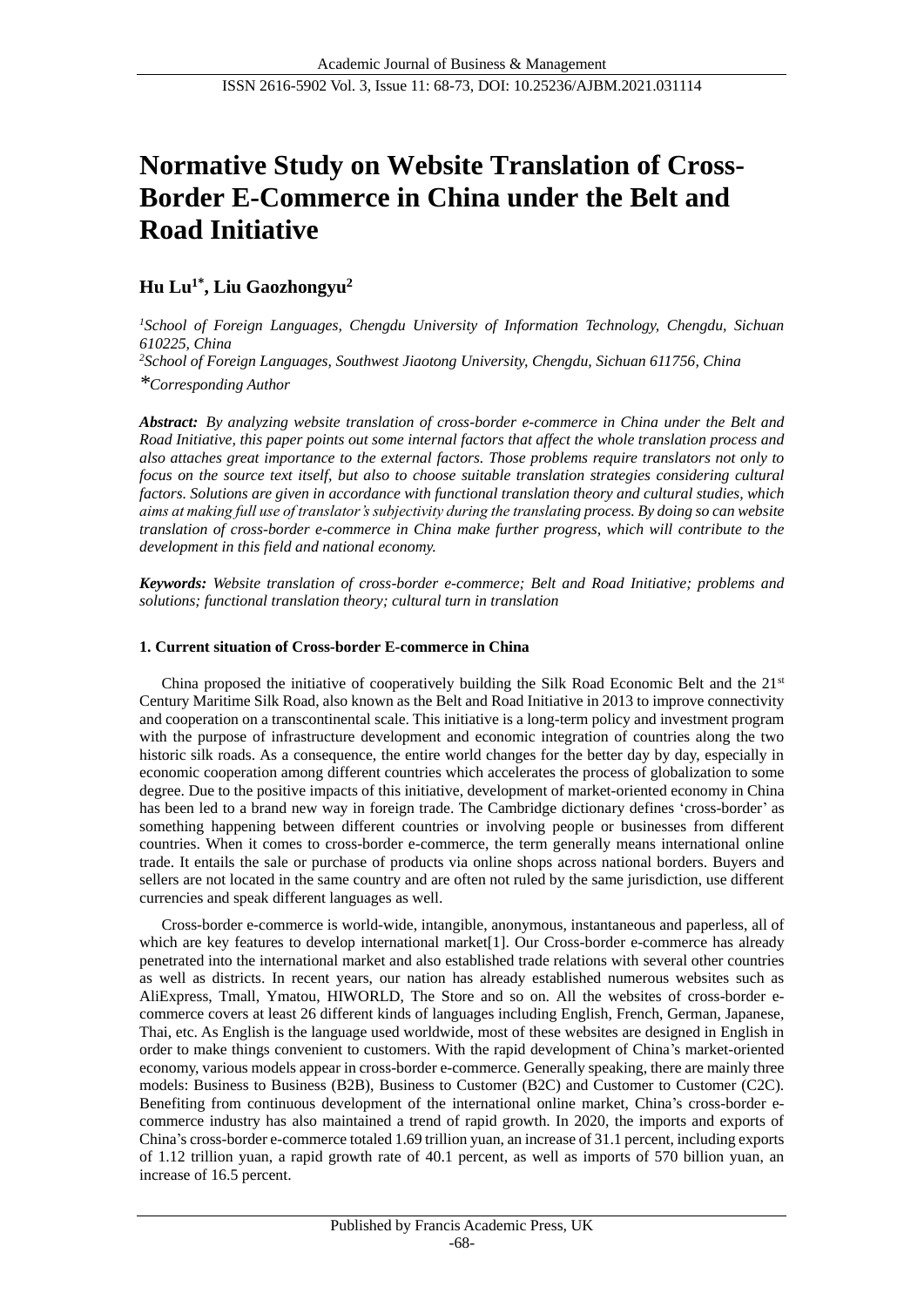# Normative Study on Website Translation of Cross-Border E-Commerce in China under the Belt and Road Initiative

**Hu Lu[1*], Liu Gaozhongyu[2]**

[1]*School of Foreign Languages, Chengdu University of Information Technology, Chengdu, Sichuan 610225, China*

[2]*School of Foreign Languages, Southwest Jiaotong University, Chengdu, Sichuan 611756, China*

*\*Corresponding Author*

***Abstract:*** *By analyzing website translation of cross-border e-commerce in China under the Belt and Road Initiative, this paper points out some internal factors that affect the whole translation process and also attaches great importance to the external factors. Those problems require translators not only to focus on the source text itself, but also to choose suitable translation strategies considering cultural factors. Solutions are given in accordance with functional translation theory and cultural studies, which aims at making full use of translator's subjectivity during the translating process. By doing so can website translation of cross-border e-commerce in China make further progress, which will contribute to the development in this field and national economy.*

***Keywords:*** *Website translation of cross-border e-commerce; Belt and Road Initiative; problems and solutions; functional translation theory; cultural turn in translation*

## 1. Current situation of Cross-border E-commerce in China

China proposed the initiative of cooperatively building the Silk Road Economic Belt and the 21st Century Maritime Silk Road, also known as the Belt and Road Initiative in 2013 to improve connectivity and cooperation on a transcontinental scale. This initiative is a long-term policy and investment program with the purpose of infrastructure development and economic integration of countries along the two historic silk roads. As a consequence, the entire world changes for the better day by day, especially in economic cooperation among different countries which accelerates the process of globalization to some degree. Due to the positive impacts of this initiative, development of market-oriented economy in China has been led to a brand new way in foreign trade. The Cambridge dictionary defines 'cross-border' as something happening between different countries or involving people or businesses from different countries. When it comes to cross-border e-commerce, the term generally means international online trade. It entails the sale or purchase of products via online shops across national borders. Buyers and sellers are not located in the same country and are often not ruled by the same jurisdiction, use different currencies and speak different languages as well.

Cross-border e-commerce is world-wide, intangible, anonymous, instantaneous and paperless, all of which are key features to develop international market[1]. Our Cross-border e-commerce has already penetrated into the international market and also established trade relations with several other countries as well as districts. In recent years, our nation has already established numerous websites such as AliExpress, Tmall, Ymatou, HIWORLD, The Store and so on. All the websites of cross-border e-commerce covers at least 26 different kinds of languages including English, French, German, Japanese, Thai, etc. As English is the language used worldwide, most of these websites are designed in English in order to make things convenient to customers. With the rapid development of China's market-oriented economy, various models appear in cross-border e-commerce. Generally speaking, there are mainly three models: Business to Business (B2B), Business to Customer (B2C) and Customer to Customer (C2C). Benefiting from continuous development of the international online market, China's cross-border e-commerce industry has also maintained a trend of rapid growth. In 2020, the imports and exports of China's cross-border e-commerce totaled 1.69 trillion yuan, an increase of 31.1 percent, including exports of 1.12 trillion yuan, a rapid growth rate of 40.1 percent, as well as imports of 570 billion yuan, an increase of 16.5 percent.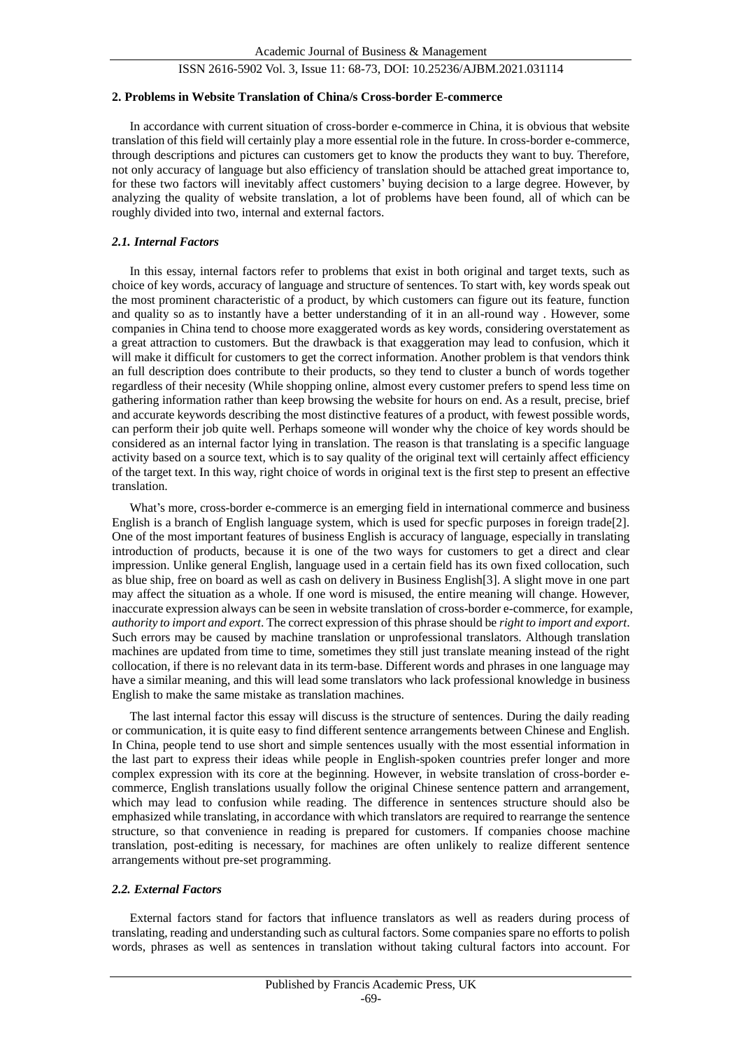## 2. Problems in Website Translation of China/s Cross-border E-commerce

In accordance with current situation of cross-border e-commerce in China, it is obvious that website translation of this field will certainly play a more essential role in the future. In cross-border e-commerce, through descriptions and pictures can customers get to know the products they want to buy. Therefore, not only accuracy of language but also efficiency of translation should be attached great importance to, for these two factors will inevitably affect customers' buying decision to a large degree. However, by analyzing the quality of website translation, a lot of problems have been found, all of which can be roughly divided into two, internal and external factors.

### *2.1. Internal Factors*

In this essay, internal factors refer to problems that exist in both original and target texts, such as choice of key words, accuracy of language and structure of sentences. To start with, key words speak out the most prominent characteristic of a product, by which customers can figure out its feature, function and quality so as to instantly have a better understanding of it in an all-round way . However, some companies in China tend to choose more exaggerated words as key words, considering overstatement as a great attraction to customers. But the drawback is that exaggeration may lead to confusion, which it will make it difficult for customers to get the correct information. Another problem is that vendors think an full description does contribute to their products, so they tend to cluster a bunch of words together regardless of their necesity (While shopping online, almost every customer prefers to spend less time on gathering information rather than keep browsing the website for hours on end. As a result, precise, brief and accurate keywords describing the most distinctive features of a product, with fewest possible words, can perform their job quite well. Perhaps someone will wonder why the choice of key words should be considered as an internal factor lying in translation. The reason is that translating is a specific language activity based on a source text, which is to say quality of the original text will certainly affect efficiency of the target text. In this way, right choice of words in original text is the first step to present an effective translation.

What's more, cross-border e-commerce is an emerging field in international commerce and business English is a branch of English language system, which is used for specfic purposes in foreign trade[2]. One of the most important features of business English is accuracy of language, especially in translating introduction of products, because it is one of the two ways for customers to get a direct and clear impression. Unlike general English, language used in a certain field has its own fixed collocation, such as blue ship, free on board as well as cash on delivery in Business English[3]. A slight move in one part may affect the situation as a whole. If one word is misused, the entire meaning will change. However, inaccurate expression always can be seen in website translation of cross-border e-commerce, for example, *authority to import and export*. The correct expression of this phrase should be *right to import and export*. Such errors may be caused by machine translation or unprofessional translators. Although translation machines are updated from time to time, sometimes they still just translate meaning instead of the right collocation, if there is no relevant data in its term-base. Different words and phrases in one language may have a similar meaning, and this will lead some translators who lack professional knowledge in business English to make the same mistake as translation machines.

The last internal factor this essay will discuss is the structure of sentences. During the daily reading or communication, it is quite easy to find different sentence arrangements between Chinese and English. In China, people tend to use short and simple sentences usually with the most essential information in the last part to express their ideas while people in English-spoken countries prefer longer and more complex expression with its core at the beginning. However, in website translation of cross-border e-commerce, English translations usually follow the original Chinese sentence pattern and arrangement, which may lead to confusion while reading. The difference in sentences structure should also be emphasized while translating, in accordance with which translators are required to rearrange the sentence structure, so that convenience in reading is prepared for customers. If companies choose machine translation, post-editing is necessary, for machines are often unlikely to realize different sentence arrangements without pre-set programming.

### *2.2. External Factors*

External factors stand for factors that influence translators as well as readers during process of translating, reading and understanding such as cultural factors. Some companies spare no efforts to polish words, phrases as well as sentences in translation without taking cultural factors into account. For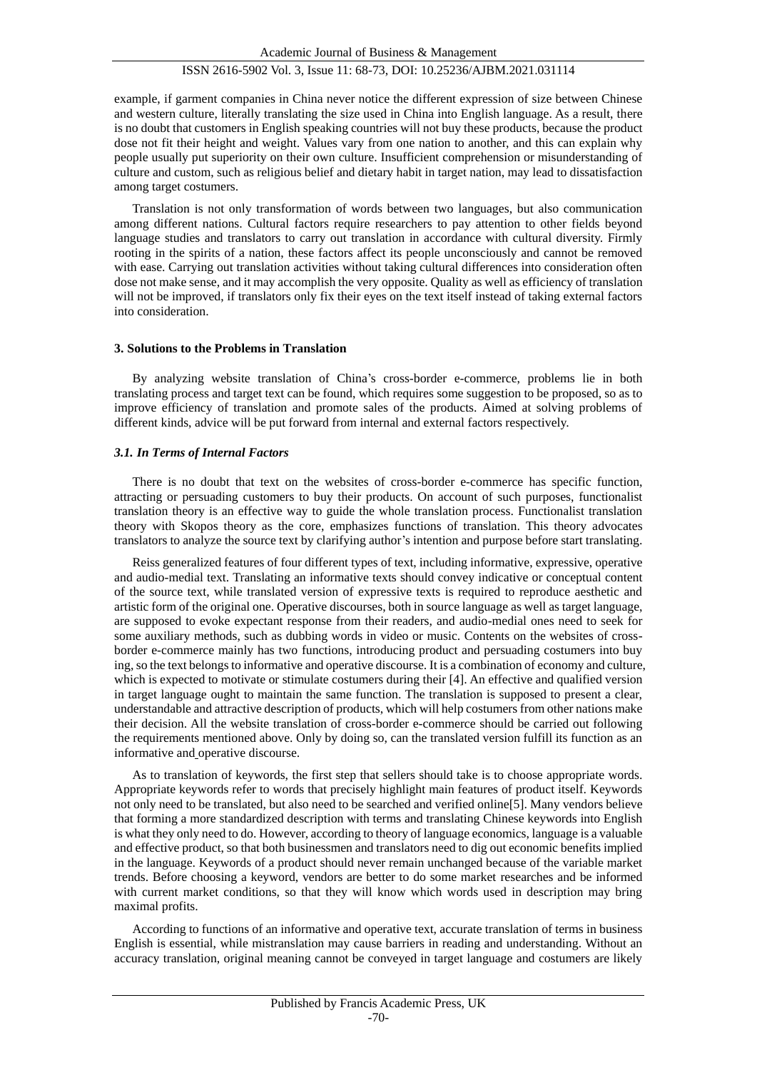example, if garment companies in China never notice the different expression of size between Chinese and western culture, literally translating the size used in China into English language. As a result, there is no doubt that customers in English speaking countries will not buy these products, because the product dose not fit their height and weight. Values vary from one nation to another, and this can explain why people usually put superiority on their own culture. Insufficient comprehension or misunderstanding of culture and custom, such as religious belief and dietary habit in target nation, may lead to dissatisfaction among target costumers.

Translation is not only transformation of words between two languages, but also communication among different nations. Cultural factors require researchers to pay attention to other fields beyond language studies and translators to carry out translation in accordance with cultural diversity. Firmly rooting in the spirits of a nation, these factors affect its people unconsciously and cannot be removed with ease. Carrying out translation activities without taking cultural differences into consideration often dose not make sense, and it may accomplish the very opposite. Quality as well as efficiency of translation will not be improved, if translators only fix their eyes on the text itself instead of taking external factors into consideration.

## 3. Solutions to the Problems in Translation

By analyzing website translation of China's cross-border e-commerce, problems lie in both translating process and target text can be found, which requires some suggestion to be proposed, so as to improve efficiency of translation and promote sales of the products. Aimed at solving problems of different kinds, advice will be put forward from internal and external factors respectively.

### *3.1. In Terms of Internal Factors*

There is no doubt that text on the websites of cross-border e-commerce has specific function, attracting or persuading customers to buy their products. On account of such purposes, functionalist translation theory is an effective way to guide the whole translation process. Functionalist translation theory with Skopos theory as the core, emphasizes functions of translation. This theory advocates translators to analyze the source text by clarifying author's intention and purpose before start translating.

Reiss generalized features of four different types of text, including informative, expressive, operative and audio-medial text. Translating an informative texts should convey indicative or conceptual content of the source text, while translated version of expressive texts is required to reproduce aesthetic and artistic form of the original one. Operative discourses, both in source language as well as target language, are supposed to evoke expectant response from their readers, and audio-medial ones need to seek for some auxiliary methods, such as dubbing words in video or music. Contents on the websites of cross-border e-commerce mainly has two functions, introducing product and persuading costumers into buy ing, so the text belongs to informative and operative discourse. It is a combination of economy and culture, which is expected to motivate or stimulate costumers during their [4]. An effective and qualified version in target language ought to maintain the same function. The translation is supposed to present a clear, understandable and attractive description of products, which will help costumers from other nations make their decision. All the website translation of cross-border e-commerce should be carried out following the requirements mentioned above. Only by doing so, can the translated version fulfill its function as an informative and operative discourse.

As to translation of keywords, the first step that sellers should take is to choose appropriate words. Appropriate keywords refer to words that precisely highlight main features of product itself. Keywords not only need to be translated, but also need to be searched and verified online[5]. Many vendors believe that forming a more standardized description with terms and translating Chinese keywords into English is what they only need to do. However, according to theory of language economics, language is a valuable and effective product, so that both businessmen and translators need to dig out economic benefits implied in the language. Keywords of a product should never remain unchanged because of the variable market trends. Before choosing a keyword, vendors are better to do some market researches and be informed with current market conditions, so that they will know which words used in description may bring maximal profits.

According to functions of an informative and operative text, accurate translation of terms in business English is essential, while mistranslation may cause barriers in reading and understanding. Without an accuracy translation, original meaning cannot be conveyed in target language and costumers are likely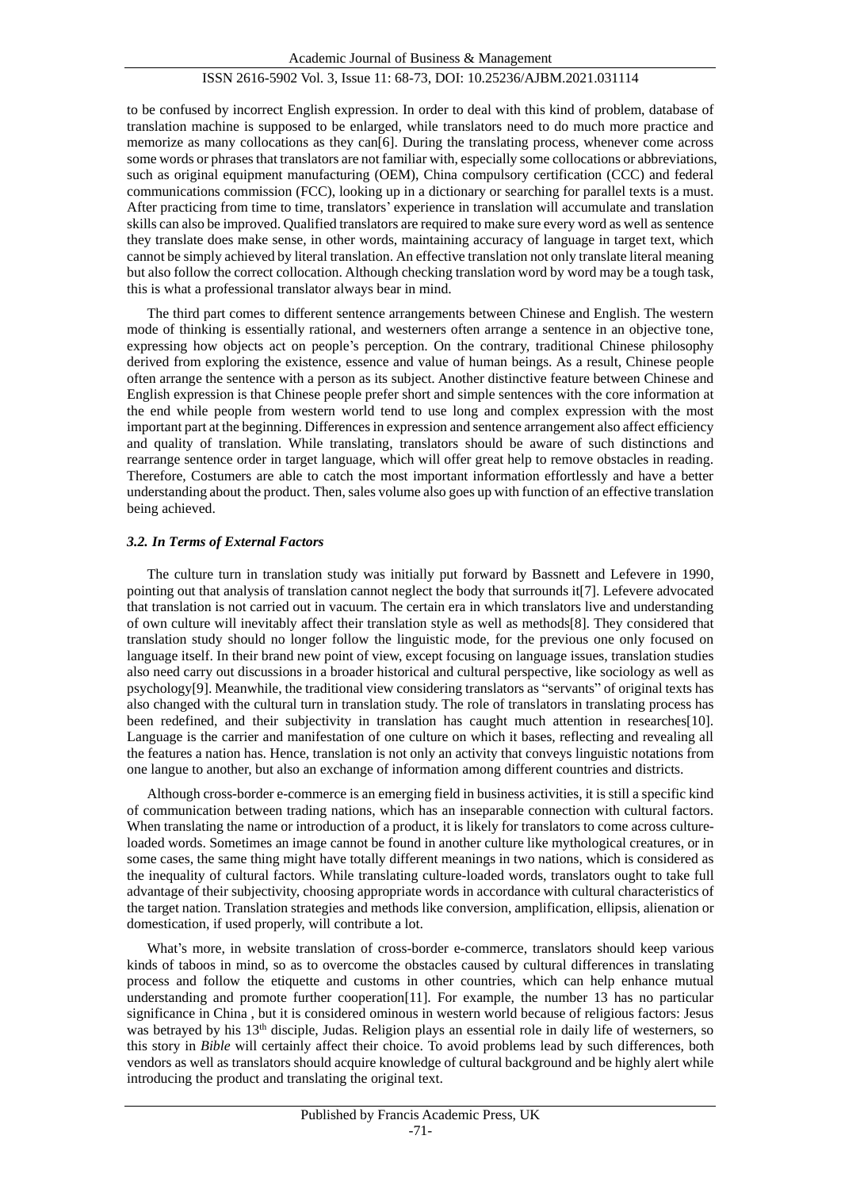to be confused by incorrect English expression. In order to deal with this kind of problem, database of translation machine is supposed to be enlarged, while translators need to do much more practice and memorize as many collocations as they can[6]. During the translating process, whenever come across some words or phrases that translators are not familiar with, especially some collocations or abbreviations, such as original equipment manufacturing (OEM), China compulsory certification (CCC) and federal communications commission (FCC), looking up in a dictionary or searching for parallel texts is a must. After practicing from time to time, translators' experience in translation will accumulate and translation skills can also be improved. Qualified translators are required to make sure every word as well as sentence they translate does make sense, in other words, maintaining accuracy of language in target text, which cannot be simply achieved by literal translation. An effective translation not only translate literal meaning but also follow the correct collocation. Although checking translation word by word may be a tough task, this is what a professional translator always bear in mind.

The third part comes to different sentence arrangements between Chinese and English. The western mode of thinking is essentially rational, and westerners often arrange a sentence in an objective tone, expressing how objects act on people's perception. On the contrary, traditional Chinese philosophy derived from exploring the existence, essence and value of human beings. As a result, Chinese people often arrange the sentence with a person as its subject. Another distinctive feature between Chinese and English expression is that Chinese people prefer short and simple sentences with the core information at the end while people from western world tend to use long and complex expression with the most important part at the beginning. Differences in expression and sentence arrangement also affect efficiency and quality of translation. While translating, translators should be aware of such distinctions and rearrange sentence order in target language, which will offer great help to remove obstacles in reading. Therefore, Costumers are able to catch the most important information effortlessly and have a better understanding about the product. Then, sales volume also goes up with function of an effective translation being achieved.

### *3.2. In Terms of External Factors*

The culture turn in translation study was initially put forward by Bassnett and Lefevere in 1990, pointing out that analysis of translation cannot neglect the body that surrounds it[7]. Lefevere advocated that translation is not carried out in vacuum. The certain era in which translators live and understanding of own culture will inevitably affect their translation style as well as methods[8]. They considered that translation study should no longer follow the linguistic mode, for the previous one only focused on language itself. In their brand new point of view, except focusing on language issues, translation studies also need carry out discussions in a broader historical and cultural perspective, like sociology as well as psychology[9]. Meanwhile, the traditional view considering translators as "servants" of original texts has also changed with the cultural turn in translation study. The role of translators in translating process has been redefined, and their subjectivity in translation has caught much attention in researches[10]. Language is the carrier and manifestation of one culture on which it bases, reflecting and revealing all the features a nation has. Hence, translation is not only an activity that conveys linguistic notations from one langue to another, but also an exchange of information among different countries and districts.

Although cross-border e-commerce is an emerging field in business activities, it is still a specific kind of communication between trading nations, which has an inseparable connection with cultural factors. When translating the name or introduction of a product, it is likely for translators to come across culture-loaded words. Sometimes an image cannot be found in another culture like mythological creatures, or in some cases, the same thing might have totally different meanings in two nations, which is considered as the inequality of cultural factors. While translating culture-loaded words, translators ought to take full advantage of their subjectivity, choosing appropriate words in accordance with cultural characteristics of the target nation. Translation strategies and methods like conversion, amplification, ellipsis, alienation or domestication, if used properly, will contribute a lot.

What's more, in website translation of cross-border e-commerce, translators should keep various kinds of taboos in mind, so as to overcome the obstacles caused by cultural differences in translating process and follow the etiquette and customs in other countries, which can help enhance mutual understanding and promote further cooperation[11]. For example, the number 13 has no particular significance in China , but it is considered ominous in western world because of religious factors: Jesus was betrayed by his 13th disciple, Judas. Religion plays an essential role in daily life of westerners, so this story in *Bible* will certainly affect their choice. To avoid problems lead by such differences, both vendors as well as translators should acquire knowledge of cultural background and be highly alert while introducing the product and translating the original text.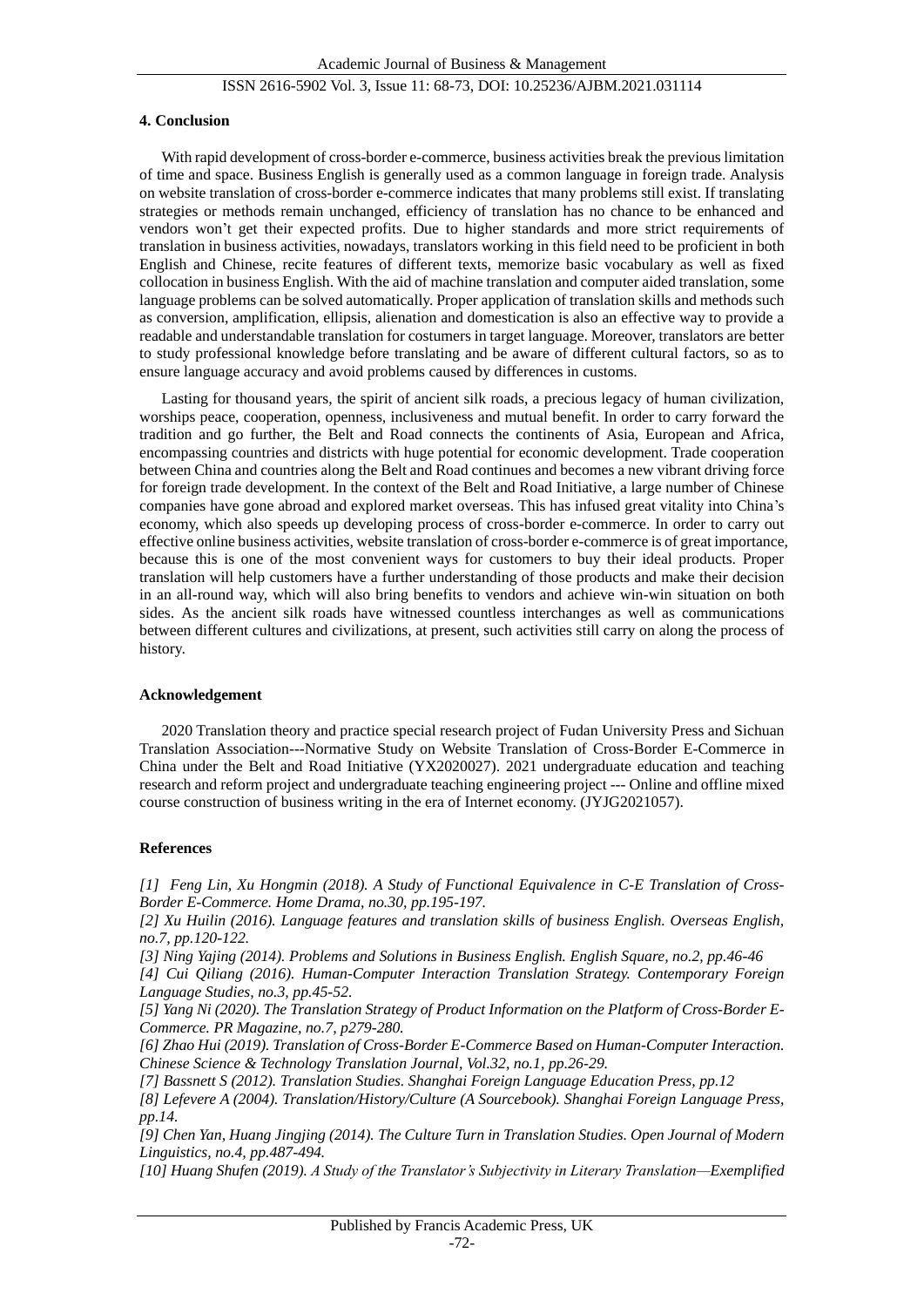## 4. Conclusion

With rapid development of cross-border e-commerce, business activities break the previous limitation of time and space. Business English is generally used as a common language in foreign trade. Analysis on website translation of cross-border e-commerce indicates that many problems still exist. If translating strategies or methods remain unchanged, efficiency of translation has no chance to be enhanced and vendors won't get their expected profits. Due to higher standards and more strict requirements of translation in business activities, nowadays, translators working in this field need to be proficient in both English and Chinese, recite features of different texts, memorize basic vocabulary as well as fixed collocation in business English. With the aid of machine translation and computer aided translation, some language problems can be solved automatically. Proper application of translation skills and methods such as conversion, amplification, ellipsis, alienation and domestication is also an effective way to provide a readable and understandable translation for costumers in target language. Moreover, translators are better to study professional knowledge before translating and be aware of different cultural factors, so as to ensure language accuracy and avoid problems caused by differences in customs.

Lasting for thousand years, the spirit of ancient silk roads, a precious legacy of human civilization, worships peace, cooperation, openness, inclusiveness and mutual benefit. In order to carry forward the tradition and go further, the Belt and Road connects the continents of Asia, European and Africa, encompassing countries and districts with huge potential for economic development. Trade cooperation between China and countries along the Belt and Road continues and becomes a new vibrant driving force for foreign trade development. In the context of the Belt and Road Initiative, a large number of Chinese companies have gone abroad and explored market overseas. This has infused great vitality into China's economy, which also speeds up developing process of cross-border e-commerce. In order to carry out effective online business activities, website translation of cross-border e-commerce is of great importance, because this is one of the most convenient ways for customers to buy their ideal products. Proper translation will help customers have a further understanding of those products and make their decision in an all-round way, which will also bring benefits to vendors and achieve win-win situation on both sides. As the ancient silk roads have witnessed countless interchanges as well as communications between different cultures and civilizations, at present, such activities still carry on along the process of history.

## Acknowledgement

2020 Translation theory and practice special research project of Fudan University Press and Sichuan Translation Association---Normative Study on Website Translation of Cross-Border E-Commerce in China under the Belt and Road Initiative (YX2020027). 2021 undergraduate education and teaching research and reform project and undergraduate teaching engineering project --- Online and offline mixed course construction of business writing in the era of Internet economy. (JYJG2021057).

## References

*[1] Feng Lin, Xu Hongmin (2018). A Study of Functional Equivalence in C-E Translation of Cross-Border E-Commerce. Home Drama, no.30, pp.195-197.*

*[2] Xu Huilin (2016). Language features and translation skills of business English. Overseas English, no.7, pp.120-122.*

*[3] Ning Yajing (2014). Problems and Solutions in Business English. English Square, no.2, pp.46-46*

*[4] Cui Qiliang (2016). Human-Computer Interaction Translation Strategy. Contemporary Foreign Language Studies, no.3, pp.45-52.*

*[5] Yang Ni (2020). The Translation Strategy of Product Information on the Platform of Cross-Border E-Commerce. PR Magazine, no.7, p279-280.*

*[6] Zhao Hui (2019). Translation of Cross-Border E-Commerce Based on Human-Computer Interaction. Chinese Science & Technology Translation Journal, Vol.32, no.1, pp.26-29.*

*[7] Bassnett S (2012). Translation Studies. Shanghai Foreign Language Education Press, pp.12*

*[8] Lefevere A (2004). Translation/History/Culture (A Sourcebook). Shanghai Foreign Language Press, pp.14.*

*[9] Chen Yan, Huang Jingjing (2014). The Culture Turn in Translation Studies. Open Journal of Modern Linguistics, no.4, pp.487-494.*

*[10] Huang Shufen (2019). A Study of the Translator's Subjectivity in Literary Translation—Exemplified*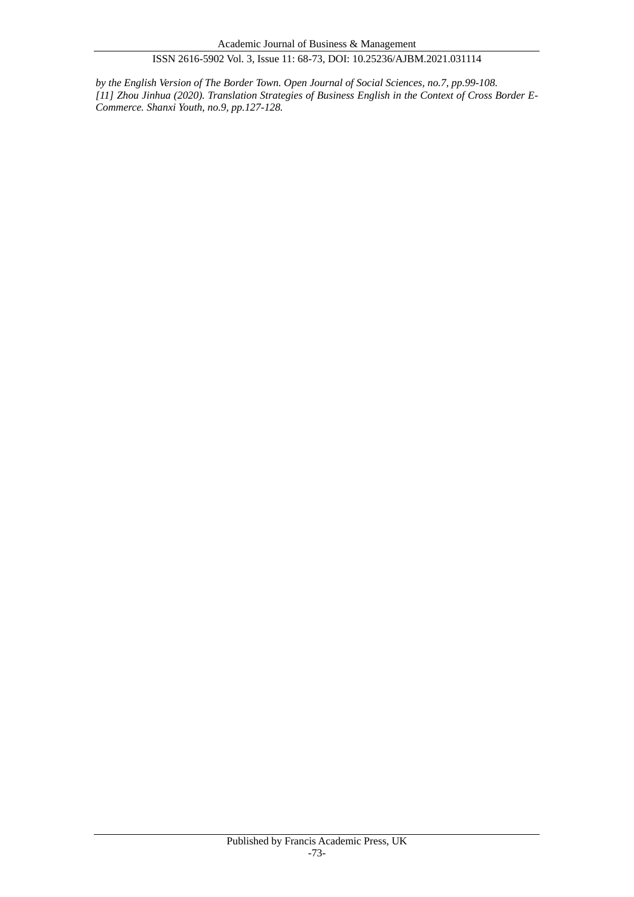*by the English Version of The Border Town. Open Journal of Social Sciences, no.7, pp.99-108.*
*[11] Zhou Jinhua (2020). Translation Strategies of Business English in the Context of Cross Border E-Commerce. Shanxi Youth, no.9, pp.127-128.*